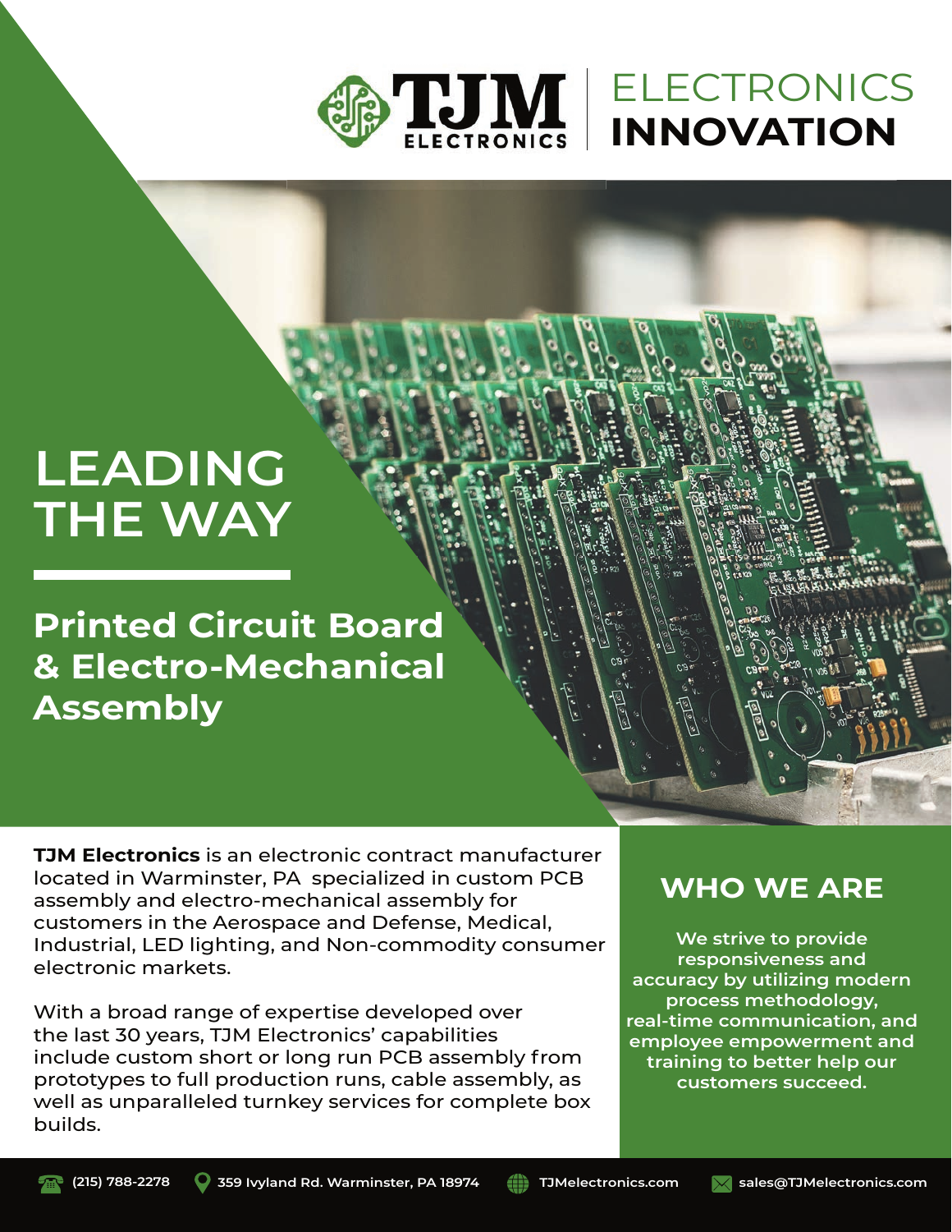TJM ELECTRONICS | ELECTRONICS **INNOVATION**

# LEADING THE WAY

## Printed Circuit Board & Electro-Mechanical Assembly

**TJM Electronics** is an electronic contract manufacturer located in Warminster, PA specialized in custom PCB assembly and electro-mechanical assembly for customers in the Aerospace and Defense, Medical, Industrial, LED lighting, and Non-commodity consumer electronic markets.

With a broad range of expertise developed over the last 30 years, TJM Electronics' capabilities include custom short or long run PCB assembly from prototypes to full production runs, cable assembly, as well as unparalleled turnkey services for complete box builds.

## WHO WE ARE

**We strive to provide responsiveness and accuracy by utilizing modern process methodology, real-time communication, and employee empowerment and training to better help our customers succeed.**

(215) 788-2278 | 359 Ivyland Rd. Warminster, PA 18974 | TJMelectronics.com | sales@TJMelectronics.com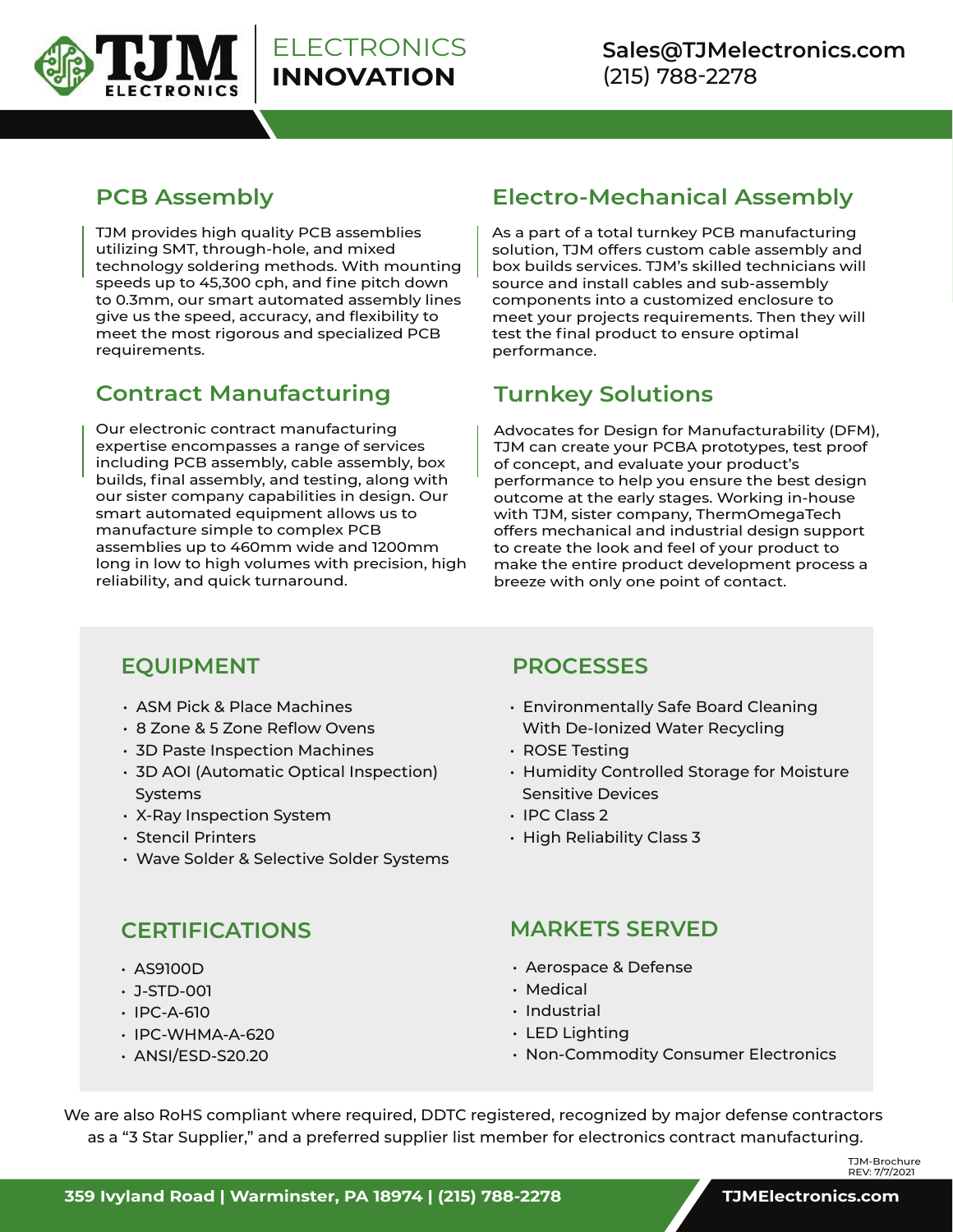ELECTRONICS **INNOVATION**

**Sales@TJMelectronics.com**
(215) 788-2278

## PCB Assembly

TJM provides high quality PCB assemblies utilizing SMT, through-hole, and mixed technology soldering methods. With mounting speeds up to 45,300 cph, and fine pitch down to 0.3mm, our smart automated assembly lines give us the speed, accuracy, and flexibility to meet the most rigorous and specialized PCB requirements.

## Contract Manufacturing

Our electronic contract manufacturing expertise encompasses a range of services including PCB assembly, cable assembly, box builds, final assembly, and testing, along with our sister company capabilities in design. Our smart automated equipment allows us to manufacture simple to complex PCB assemblies up to 460mm wide and 1200mm long in low to high volumes with precision, high reliability, and quick turnaround.

## Electro-Mechanical Assembly

As a part of a total turnkey PCB manufacturing solution, TJM offers custom cable assembly and box builds services. TJM's skilled technicians will source and install cables and sub-assembly components into a customized enclosure to meet your projects requirements. Then they will test the final product to ensure optimal performance.

## Turnkey Solutions

Advocates for Design for Manufacturability (DFM), TJM can create your PCBA prototypes, test proof of concept, and evaluate your product's performance to help you ensure the best design outcome at the early stages. Working in-house with TJM, sister company, ThermOmegaTech offers mechanical and industrial design support to create the look and feel of your product to make the entire product development process a breeze with only one point of contact.

## EQUIPMENT

- ASM Pick & Place Machines
- 8 Zone & 5 Zone Reflow Ovens
- 3D Paste Inspection Machines
- 3D AOI (Automatic Optical Inspection) Systems
- X-Ray Inspection System
- Stencil Printers
- Wave Solder & Selective Solder Systems

## PROCESSES

- Environmentally Safe Board Cleaning With De-Ionized Water Recycling
- ROSE Testing
- Humidity Controlled Storage for Moisture Sensitive Devices
- IPC Class 2
- High Reliability Class 3

## CERTIFICATIONS

- AS9100D
- J-STD-001
- IPC-A-610
- IPC-WHMA-A-620
- ANSI/ESD-S20.20

## MARKETS SERVED

- Aerospace & Defense
- Medical
- Industrial
- LED Lighting
- Non-Commodity Consumer Electronics

We are also RoHS compliant where required, DDTC registered, recognized by major defense contractors as a "3 Star Supplier," and a preferred supplier list member for electronics contract manufacturing.

TJM-Brochure
REV: 7/7/2021

**359 Ivyland Road | Warminster, PA 18974 | (215) 788-2278** **TJMElectronics.com**